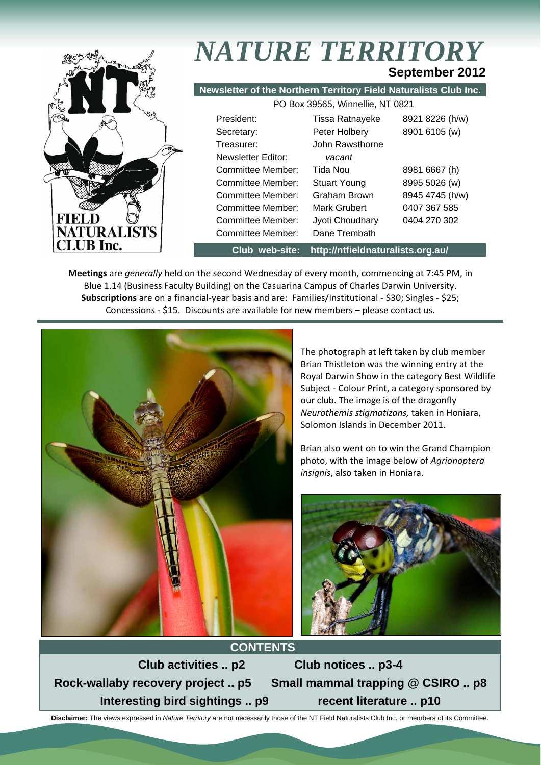# *NATURE TERRITORY*

**September 2012**

**Newsletter of the Northern Territory Field Naturalists Club Inc.**

PO Box 39565, Winnellie, NT 0821

| | | |
|---|---|---|
| President: | Tissa Ratnayeke | 8921 8226 (h/w) |
| Secretary: | Peter Holbery | 8901 6105 (w) |
| Treasurer: | John Rawsthorne | |
| Newsletter Editor: | *vacant* | |
| Committee Member: | Tida Nou | 8981 6667 (h) |
| Committee Member: | Stuart Young | 8995 5026 (w) |
| Committee Member: | Graham Brown | 8945 4745 (h/w) |
| Committee Member: | Mark Grubert | 0407 367 585 |
| Committee Member: | Jyoti Choudhary | 0404 270 302 |
| Committee Member: | Dane Trembath | |

**Club web-site: http://ntfieldnaturalists.org.au/**

**Meetings** are *generally* held on the second Wednesday of every month, commencing at 7:45 PM, in Blue 1.14 (Business Faculty Building) on the Casuarina Campus of Charles Darwin University. **Subscriptions** are on a financial-year basis and are: Families/Institutional - $30; Singles - $25; Concessions - $15. Discounts are available for new members – please contact us.

The photograph at left taken by club member Brian Thistleton was the winning entry at the Royal Darwin Show in the category Best Wildlife Subject - Colour Print, a category sponsored by our club. The image is of the dragonfly *Neurothemis stigmatizans,* taken in Honiara, Solomon Islands in December 2011.

Brian also went on to win the Grand Champion photo, with the image below of *Agrionoptera insignis*, also taken in Honiara.

## CONTENTS

**Club activities .. p2**

**Club notices .. p3-4**

**Rock-wallaby recovery project .. p5**

**Small mammal trapping @ CSIRO .. p8**

**Interesting bird sightings .. p9**

**recent literature .. p10**

**Disclaimer:** The views expressed in *Nature Territory* are not necessarily those of the NT Field Naturalists Club Inc. or members of its Committee.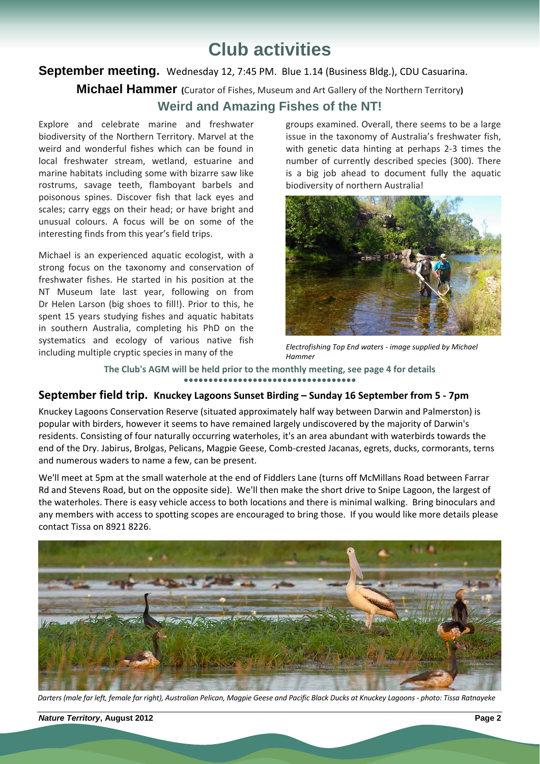# Club activities

## September meeting. Wednesday 12, 7:45 PM. Blue 1.14 (Business Bldg.), CDU Casuarina.

**Michael Hammer** (Curator of Fishes, Museum and Art Gallery of the Northern Territory)

### Weird and Amazing Fishes of the NT!

Explore and celebrate marine and freshwater biodiversity of the Northern Territory. Marvel at the weird and wonderful fishes which can be found in local freshwater stream, wetland, estuarine and marine habitats including some with bizarre saw like rostrums, savage teeth, flamboyant barbels and poisonous spines. Discover fish that lack eyes and scales; carry eggs on their head; or have bright and unusual colours. A focus will be on some of the interesting finds from this year's field trips.

Michael is an experienced aquatic ecologist, with a strong focus on the taxonomy and conservation of freshwater fishes. He started in his position at the NT Museum late last year, following on from Dr Helen Larson (big shoes to fill!). Prior to this, he spent 15 years studying fishes and aquatic habitats in southern Australia, completing his PhD on the systematics and ecology of various native fish including multiple cryptic species in many of the groups examined. Overall, there seems to be a large issue in the taxonomy of Australia's freshwater fish, with genetic data hinting at perhaps 2-3 times the number of currently described species (300). There is a big job ahead to document fully the aquatic biodiversity of northern Australia!

*Electrofishing Top End waters - image supplied by Michael Hammer*

**The Club's AGM will be held prior to the monthly meeting, see page 4 for details**

## September field trip. Knuckey Lagoons Sunset Birding – Sunday 16 September from 5 - 7pm

Knuckey Lagoons Conservation Reserve (situated approximately half way between Darwin and Palmerston) is popular with birders, however it seems to have remained largely undiscovered by the majority of Darwin's residents. Consisting of four naturally occurring waterholes, it's an area abundant with waterbirds towards the end of the Dry. Jabirus, Brolgas, Pelicans, Magpie Geese, Comb-crested Jacanas, egrets, ducks, cormorants, terns and numerous waders to name a few, can be present.

We'll meet at 5pm at the small waterhole at the end of Fiddlers Lane (turns off McMillans Road between Farrar Rd and Stevens Road, but on the opposite side). We'll then make the short drive to Snipe Lagoon, the largest of the waterholes. There is easy vehicle access to both locations and there is minimal walking. Bring binoculars and any members with access to spotting scopes are encouraged to bring those. If you would like more details please contact Tissa on 8921 8226.

*Darters (male far left, female far right), Australian Pelican, Magpie Geese and Pacific Black Ducks at Knuckey Lagoons - photo: Tissa Ratnayeke*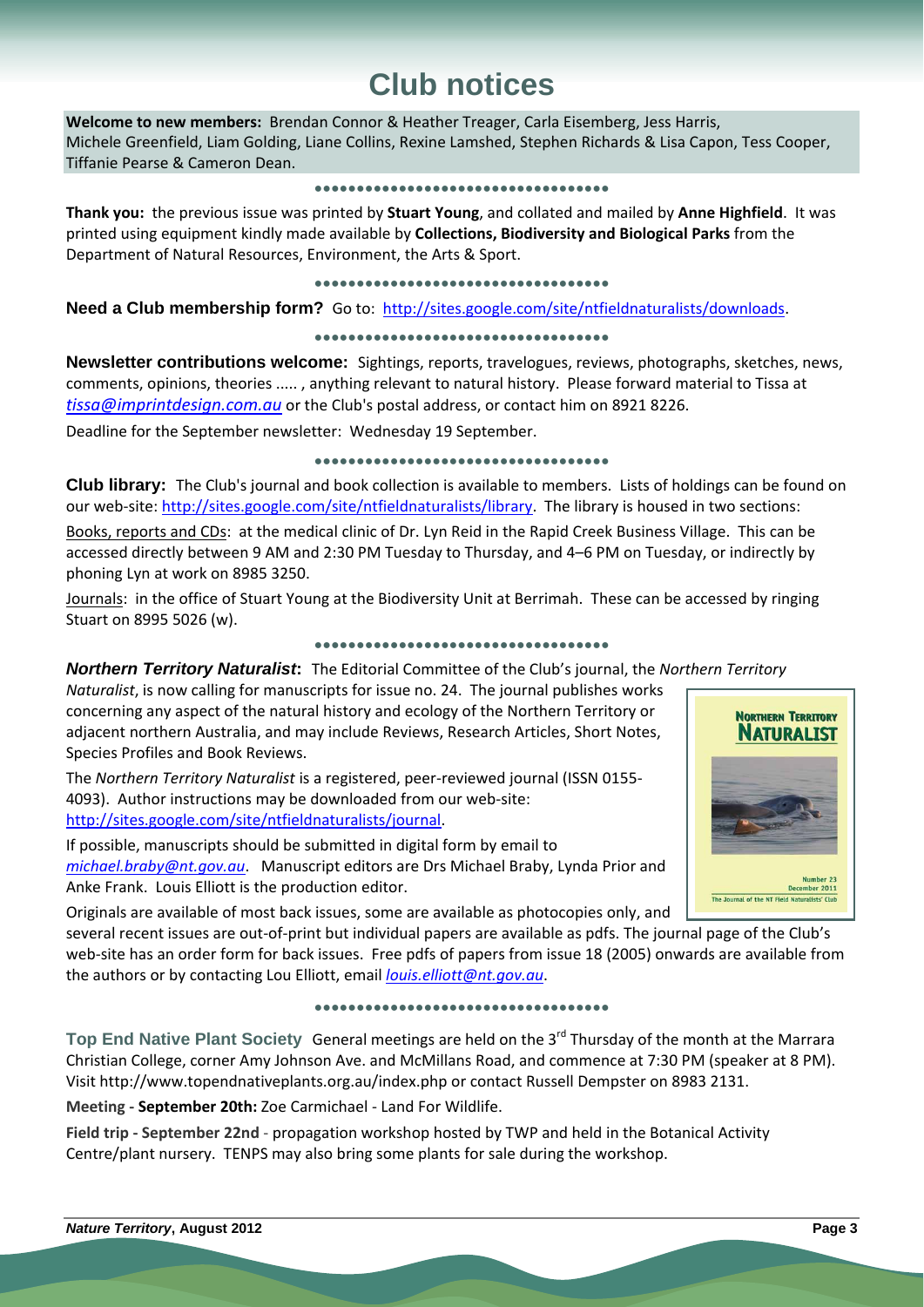# Club notices

**Welcome to new members:** Brendan Connor & Heather Treager, Carla Eisemberg, Jess Harris, Michele Greenfield, Liam Golding, Liane Collins, Rexine Lamshed, Stephen Richards & Lisa Capon, Tess Cooper, Tiffanie Pearse & Cameron Dean.

••••••••••••••••••••••••••••••••••

**Thank you:** the previous issue was printed by **Stuart Young**, and collated and mailed by **Anne Highfield**. It was printed using equipment kindly made available by **Collections, Biodiversity and Biological Parks** from the Department of Natural Resources, Environment, the Arts & Sport.

••••••••••••••••••••••••••••••••••

**Need a Club membership form?** Go to: http://sites.google.com/site/ntfieldnaturalists/downloads.

••••••••••••••••••••••••••••••••••

**Newsletter contributions welcome:** Sightings, reports, travelogues, reviews, photographs, sketches, news, comments, opinions, theories ..... , anything relevant to natural history. Please forward material to Tissa at *tissa@imprintdesign.com.au* or the Club's postal address, or contact him on 8921 8226.

Deadline for the September newsletter: Wednesday 19 September.

••••••••••••••••••••••••••••••••••

**Club library:** The Club's journal and book collection is available to members. Lists of holdings can be found on our web-site: http://sites.google.com/site/ntfieldnaturalists/library. The library is housed in two sections:

Books, reports and CDs: at the medical clinic of Dr. Lyn Reid in the Rapid Creek Business Village. This can be accessed directly between 9 AM and 2:30 PM Tuesday to Thursday, and 4–6 PM on Tuesday, or indirectly by phoning Lyn at work on 8985 3250.

Journals: in the office of Stuart Young at the Biodiversity Unit at Berrimah. These can be accessed by ringing Stuart on 8995 5026 (w).

••••••••••••••••••••••••••••••••••

***Northern Territory Naturalist*:** The Editorial Committee of the Club's journal, the *Northern Territory Naturalist*, is now calling for manuscripts for issue no. 24. The journal publishes works concerning any aspect of the natural history and ecology of the Northern Territory or adjacent northern Australia, and may include Reviews, Research Articles, Short Notes, Species Profiles and Book Reviews.

The *Northern Territory Naturalist* is a registered, peer-reviewed journal (ISSN 0155-4093). Author instructions may be downloaded from our web-site: http://sites.google.com/site/ntfieldnaturalists/journal.

If possible, manuscripts should be submitted in digital form by email to *michael.braby@nt.gov.au*. Manuscript editors are Drs Michael Braby, Lynda Prior and Anke Frank. Louis Elliott is the production editor.

Originals are available of most back issues, some are available as photocopies only, and several recent issues are out-of-print but individual papers are available as pdfs. The journal page of the Club's web-site has an order form for back issues. Free pdfs of papers from issue 18 (2005) onwards are available from the authors or by contacting Lou Elliott, email *louis.elliott@nt.gov.au*.

••••••••••••••••••••••••••••••••••

**Top End Native Plant Society** General meetings are held on the 3rd Thursday of the month at the Marrara Christian College, corner Amy Johnson Ave. and McMillans Road, and commence at 7:30 PM (speaker at 8 PM). Visit http://www.topendnativeplants.org.au/index.php or contact Russell Dempster on 8983 2131.

**Meeting - September 20th:** Zoe Carmichael - Land For Wildlife.

**Field trip - September 22nd** - propagation workshop hosted by TWP and held in the Botanical Activity Centre/plant nursery. TENPS may also bring some plants for sale during the workshop.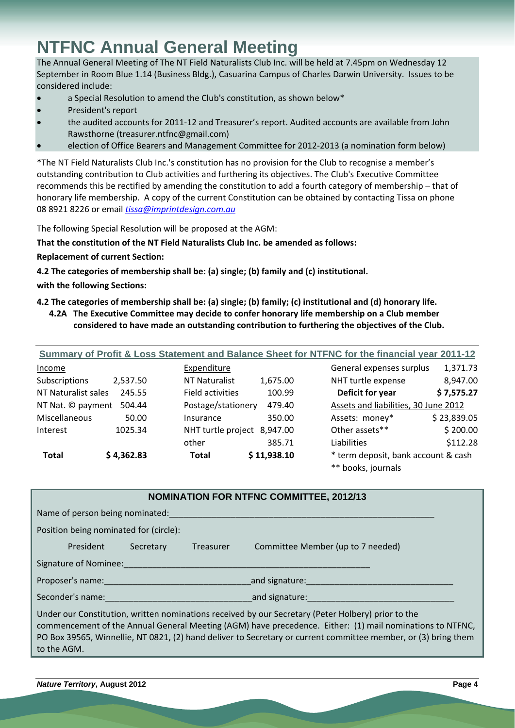# NTFNC Annual General Meeting

The Annual General Meeting of The NT Field Naturalists Club Inc. will be held at 7.45pm on Wednesday 12 September in Room Blue 1.14 (Business Bldg.), Casuarina Campus of Charles Darwin University. Issues to be considered include:

- a Special Resolution to amend the Club's constitution, as shown below*
- President's report
- the audited accounts for 2011-12 and Treasurer's report. Audited accounts are available from John Rawsthorne (treasurer.ntfnc@gmail.com)
- election of Office Bearers and Management Committee for 2012-2013 (a nomination form below)

*The NT Field Naturalists Club Inc.'s constitution has no provision for the Club to recognise a member's outstanding contribution to Club activities and furthering its objectives. The Club's Executive Committee recommends this be rectified by amending the constitution to add a fourth category of membership – that of honorary life membership. A copy of the current Constitution can be obtained by contacting Tissa on phone 08 8921 8226 or email *tissa@imprintdesign.com.au*

The following Special Resolution will be proposed at the AGM:

**That the constitution of the NT Field Naturalists Club Inc. be amended as follows:**

**Replacement of current Section:**

**4.2 The categories of membership shall be: (a) single; (b) family and (c) institutional.**

**with the following Sections:**

**4.2 The categories of membership shall be: (a) single; (b) family; (c) institutional and (d) honorary life.**

**4.2A The Executive Committee may decide to confer honorary life membership on a Club member considered to have made an outstanding contribution to furthering the objectives of the Club.**

## Summary of Profit & Loss Statement and Balance Sheet for NTFNC for the financial year 2011-12

| Income | | Expenditure | | | |
|---|---|---|---|---|---|
| Subscriptions | 2,537.50 | NT Naturalist | 1,675.00 | General expenses surplus | 1,371.73 |
| NT Naturalist sales | 245.55 | Field activities | 100.99 | NHT turtle expense | 8,947.00 |
| NT Nat. © payment | 504.44 | Postage/stationery | 479.40 | **Deficit for year** | **$ 7,575.27** |
| Miscellaneous | 50.00 | Insurance | 350.00 | Assets and liabilities, 30 June 2012 | |
| Interest | 1025.34 | NHT turtle project | 8,947.00 | Assets: money* | $ 23,839.05 |
| | | other | 385.71 | Other assets** | $ 200.00 |
| **Total** | **$ 4,362.83** | **Total** | **$ 11,938.10** | Liabilities | $112.28 |

\* term deposit, bank account & cash
** books, journals

## NOMINATION FOR NTFNC COMMITTEE, 2012/13

Name of person being nominated:______________________________

Position being nominated for (circle):

President     Secretary     Treasurer     Committee Member (up to 7 needed)

Signature of Nominee:______________________________

Proposer's name:____________________ and signature:____________________

Seconder's name:____________________ and signature:____________________

Under our Constitution, written nominations received by our Secretary (Peter Holbery) prior to the commencement of the Annual General Meeting (AGM) have precedence. Either: (1) mail nominations to NTFNC, PO Box 39565, Winnellie, NT 0821, (2) hand deliver to Secretary or current committee member, or (3) bring them to the AGM.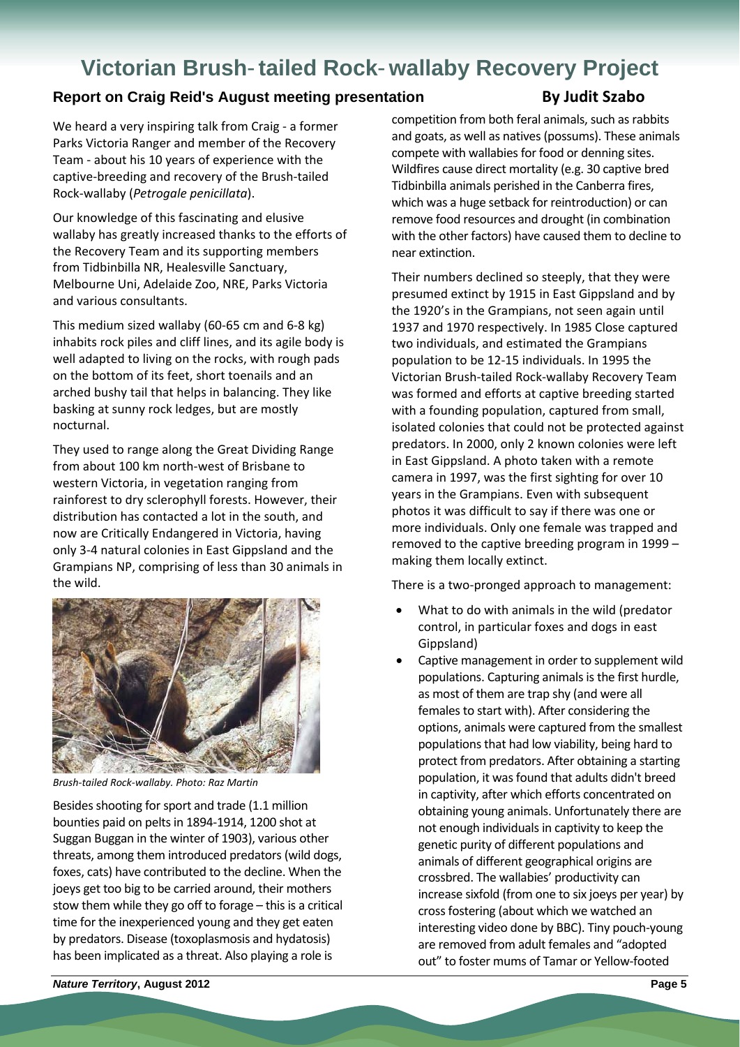# Victorian Brush-tailed Rock-wallaby Recovery Project

## Report on Craig Reid's August meeting presentation

**By Judit Szabo**

We heard a very inspiring talk from Craig - a former Parks Victoria Ranger and member of the Recovery Team - about his 10 years of experience with the captive-breeding and recovery of the Brush-tailed Rock-wallaby (*Petrogale penicillata*).

Our knowledge of this fascinating and elusive wallaby has greatly increased thanks to the efforts of the Recovery Team and its supporting members from Tidbinbilla NR, Healesville Sanctuary, Melbourne Uni, Adelaide Zoo, NRE, Parks Victoria and various consultants.

This medium sized wallaby (60-65 cm and 6-8 kg) inhabits rock piles and cliff lines, and its agile body is well adapted to living on the rocks, with rough pads on the bottom of its feet, short toenails and an arched bushy tail that helps in balancing. They like basking at sunny rock ledges, but are mostly nocturnal.

They used to range along the Great Dividing Range from about 100 km north-west of Brisbane to western Victoria, in vegetation ranging from rainforest to dry sclerophyll forests. However, their distribution has contacted a lot in the south, and now are Critically Endangered in Victoria, having only 3-4 natural colonies in East Gippsland and the Grampians NP, comprising of less than 30 animals in the wild.

*Brush-tailed Rock-wallaby. Photo: Raz Martin*

Besides shooting for sport and trade (1.1 million bounties paid on pelts in 1894-1914, 1200 shot at Suggan Buggan in the winter of 1903), various other threats, among them introduced predators (wild dogs, foxes, cats) have contributed to the decline. When the joeys get too big to be carried around, their mothers stow them while they go off to forage – this is a critical time for the inexperienced young and they get eaten by predators. Disease (toxoplasmosis and hydatosis) has been implicated as a threat. Also playing a role is competition from both feral animals, such as rabbits and goats, as well as natives (possums). These animals compete with wallabies for food or denning sites. Wildfires cause direct mortality (e.g. 30 captive bred Tidbinbilla animals perished in the Canberra fires, which was a huge setback for reintroduction) or can remove food resources and drought (in combination with the other factors) have caused them to decline to near extinction.

Their numbers declined so steeply, that they were presumed extinct by 1915 in East Gippsland and by the 1920's in the Grampians, not seen again until 1937 and 1970 respectively. In 1985 Close captured two individuals, and estimated the Grampians population to be 12-15 individuals. In 1995 the Victorian Brush-tailed Rock-wallaby Recovery Team was formed and efforts at captive breeding started with a founding population, captured from small, isolated colonies that could not be protected against predators. In 2000, only 2 known colonies were left in East Gippsland. A photo taken with a remote camera in 1997, was the first sighting for over 10 years in the Grampians. Even with subsequent photos it was difficult to say if there was one or more individuals. Only one female was trapped and removed to the captive breeding program in 1999 – making them locally extinct.

There is a two-pronged approach to management:

- What to do with animals in the wild (predator control, in particular foxes and dogs in east Gippsland)
- Captive management in order to supplement wild populations. Capturing animals is the first hurdle, as most of them are trap shy (and were all females to start with). After considering the options, animals were captured from the smallest populations that had low viability, being hard to protect from predators. After obtaining a starting population, it was found that adults didn't breed in captivity, after which efforts concentrated on obtaining young animals. Unfortunately there are not enough individuals in captivity to keep the genetic purity of different populations and animals of different geographical origins are crossbred. The wallabies' productivity can increase sixfold (from one to six joeys per year) by cross fostering (about which we watched an interesting video done by BBC). Tiny pouch-young are removed from adult females and "adopted out" to foster mums of Tamar or Yellow-footed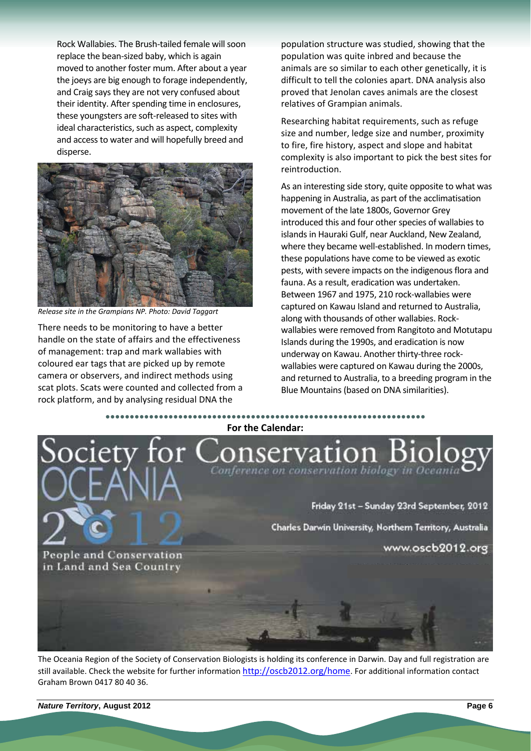Rock Wallabies. The Brush-tailed female will soon replace the bean-sized baby, which is again moved to another foster mum. After about a year the joeys are big enough to forage independently, and Craig says they are not very confused about their identity. After spending time in enclosures, these youngsters are soft-released to sites with ideal characteristics, such as aspect, complexity and access to water and will hopefully breed and disperse.

*Release site in the Grampians NP. Photo: David Taggart*

There needs to be monitoring to have a better handle on the state of affairs and the effectiveness of management: trap and mark wallabies with coloured ear tags that are picked up by remote camera or observers, and indirect methods using scat plots. Scats were counted and collected from a rock platform, and by analysing residual DNA the population structure was studied, showing that the population was quite inbred and because the animals are so similar to each other genetically, it is difficult to tell the colonies apart. DNA analysis also proved that Jenolan caves animals are the closest relatives of Grampian animals.

Researching habitat requirements, such as refuge size and number, ledge size and number, proximity to fire, fire history, aspect and slope and habitat complexity is also important to pick the best sites for reintroduction.

As an interesting side story, quite opposite to what was happening in Australia, as part of the acclimatisation movement of the late 1800s, Governor Grey introduced this and four other species of wallabies to islands in Hauraki Gulf, near Auckland, New Zealand, where they became well-established. In modern times, these populations have come to be viewed as exotic pests, with severe impacts on the indigenous flora and fauna. As a result, eradication was undertaken. Between 1967 and 1975, 210 rock-wallabies were captured on Kawau Island and returned to Australia, along with thousands of other wallabies. Rock-wallabies were removed from Rangitoto and Motutapu Islands during the 1990s, and eradication is now underway on Kawau. Another thirty-three rock-wallabies were captured on Kawau during the 2000s, and returned to Australia, to a breeding program in the Blue Mountains (based on DNA similarities).

**For the Calendar:**

Society for Conservation Biology
OCEANIA 2012
*Conference on conservation biology in Oceania*

Friday 21st – Sunday 23rd September, 2012

Charles Darwin University, Northern Territory, Australia

www.oscb2012.org

People and Conservation in Land and Sea Country

The Oceania Region of the Society of Conservation Biologists is holding its conference in Darwin. Day and full registration are still available. Check the website for further information http://oscb2012.org/home. For additional information contact Graham Brown 0417 80 40 36.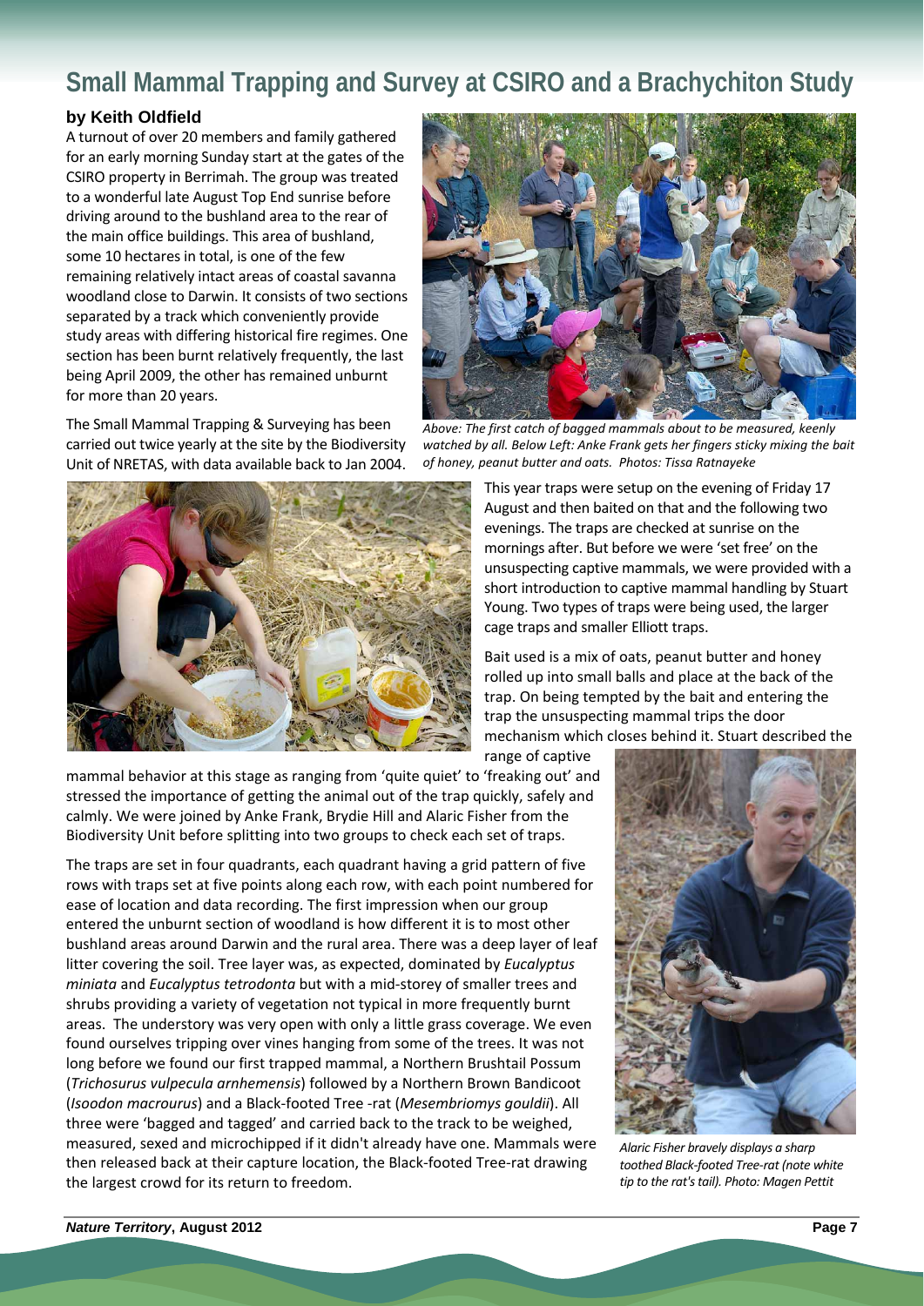# Small Mammal Trapping and Survey at CSIRO and a Brachychiton Study

**by Keith Oldfield**

A turnout of over 20 members and family gathered for an early morning Sunday start at the gates of the CSIRO property in Berrimah. The group was treated to a wonderful late August Top End sunrise before driving around to the bushland area to the rear of the main office buildings. This area of bushland, some 10 hectares in total, is one of the few remaining relatively intact areas of coastal savanna woodland close to Darwin. It consists of two sections separated by a track which conveniently provide study areas with differing historical fire regimes. One section has been burnt relatively frequently, the last being April 2009, the other has remained unburnt for more than 20 years.

The Small Mammal Trapping & Surveying has been carried out twice yearly at the site by the Biodiversity Unit of NRETAS, with data available back to Jan 2004.

*Above: The first catch of bagged mammals about to be measured, keenly watched by all. Below Left: Anke Frank gets her fingers sticky mixing the bait of honey, peanut butter and oats. Photos: Tissa Ratnayeke*

This year traps were setup on the evening of Friday 17 August and then baited on that and the following two evenings. The traps are checked at sunrise on the mornings after. But before we were 'set free' on the unsuspecting captive mammals, we were provided with a short introduction to captive mammal handling by Stuart Young. Two types of traps were being used, the larger cage traps and smaller Elliott traps.

Bait used is a mix of oats, peanut butter and honey rolled up into small balls and place at the back of the trap. On being tempted by the bait and entering the trap the unsuspecting mammal trips the door mechanism which closes behind it. Stuart described the range of captive mammal behavior at this stage as ranging from 'quite quiet' to 'freaking out' and stressed the importance of getting the animal out of the trap quickly, safely and calmly. We were joined by Anke Frank, Brydie Hill and Alaric Fisher from the Biodiversity Unit before splitting into two groups to check each set of traps.

The traps are set in four quadrants, each quadrant having a grid pattern of five rows with traps set at five points along each row, with each point numbered for ease of location and data recording. The first impression when our group entered the unburnt section of woodland is how different it is to most other bushland areas around Darwin and the rural area. There was a deep layer of leaf litter covering the soil. Tree layer was, as expected, dominated by *Eucalyptus miniata* and *Eucalyptus tetrodonta* but with a mid-storey of smaller trees and shrubs providing a variety of vegetation not typical in more frequently burnt areas. The understory was very open with only a little grass coverage. We even found ourselves tripping over vines hanging from some of the trees. It was not long before we found our first trapped mammal, a Northern Brushtail Possum (*Trichosurus vulpecula arnhemensis*) followed by a Northern Brown Bandicoot (*Isoodon macrourus*) and a Black-footed Tree -rat (*Mesembriomys gouldii*). All three were 'bagged and tagged' and carried back to the track to be weighed, measured, sexed and microchipped if it didn't already have one. Mammals were then released back at their capture location, the Black-footed Tree-rat drawing the largest crowd for its return to freedom.

*Alaric Fisher bravely displays a sharp toothed Black-footed Tree-rat (note white tip to the rat's tail). Photo: Magen Pettit*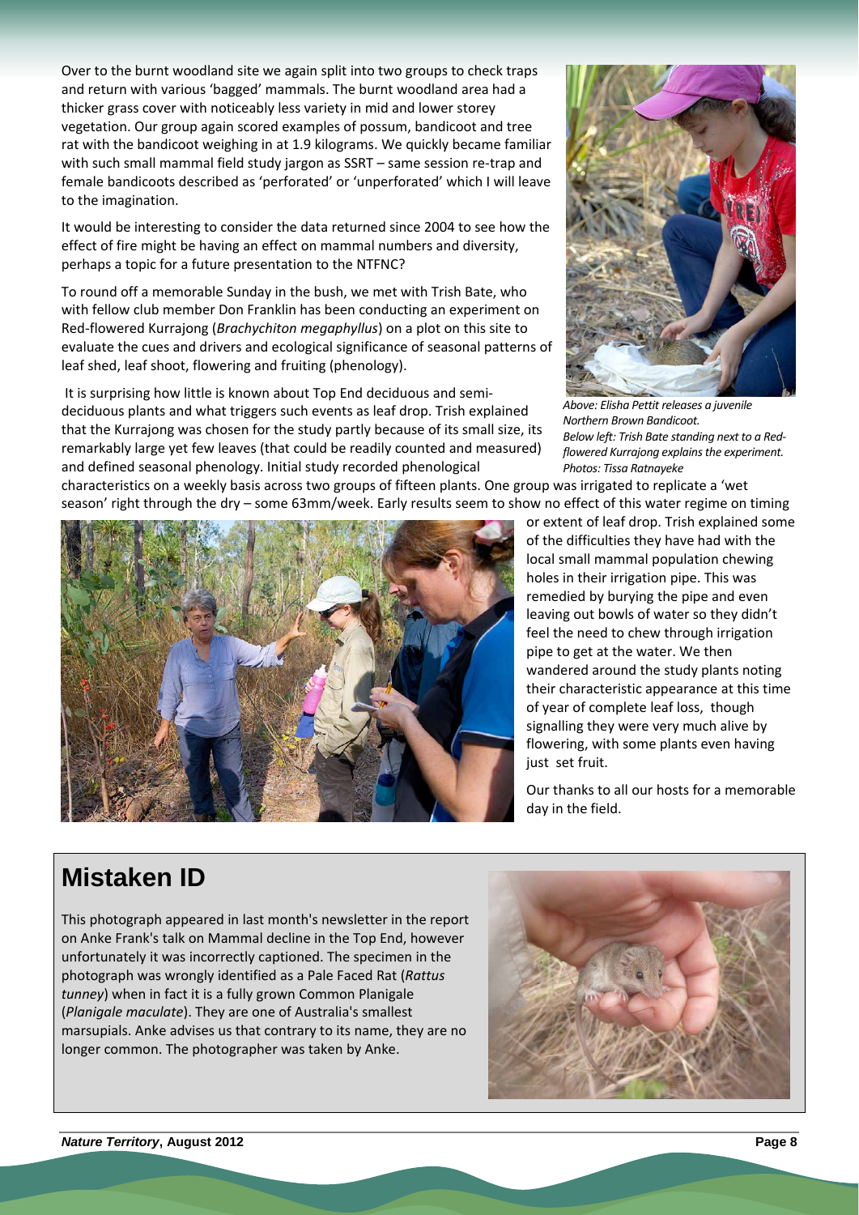Over to the burnt woodland site we again split into two groups to check traps and return with various 'bagged' mammals. The burnt woodland area had a thicker grass cover with noticeably less variety in mid and lower storey vegetation. Our group again scored examples of possum, bandicoot and tree rat with the bandicoot weighing in at 1.9 kilograms. We quickly became familiar with such small mammal field study jargon as SSRT – same session re-trap and female bandicoots described as 'perforated' or 'unperforated' which I will leave to the imagination.

It would be interesting to consider the data returned since 2004 to see how the effect of fire might be having an effect on mammal numbers and diversity, perhaps a topic for a future presentation to the NTFNC?

To round off a memorable Sunday in the bush, we met with Trish Bate, who with fellow club member Don Franklin has been conducting an experiment on Red-flowered Kurrajong (*Brachychiton megaphyllus*) on a plot on this site to evaluate the cues and drivers and ecological significance of seasonal patterns of leaf shed, leaf shoot, flowering and fruiting (phenology).

It is surprising how little is known about Top End deciduous and semi-deciduous plants and what triggers such events as leaf drop. Trish explained that the Kurrajong was chosen for the study partly because of its small size, its remarkably large yet few leaves (that could be readily counted and measured) and defined seasonal phenology. Initial study recorded phenological characteristics on a weekly basis across two groups of fifteen plants. One group was irrigated to replicate a 'wet season' right through the dry – some 63mm/week. Early results seem to show no effect of this water regime on timing or extent of leaf drop. Trish explained some of the difficulties they have had with the local small mammal population chewing holes in their irrigation pipe. This was remedied by burying the pipe and even leaving out bowls of water so they didn't feel the need to chew through irrigation pipe to get at the water. We then wandered around the study plants noting their characteristic appearance at this time of year of complete leaf loss, though signalling they were very much alive by flowering, with some plants even having just set fruit.

*Above: Elisha Pettit releases a juvenile Northern Brown Bandicoot.*
*Below left: Trish Bate standing next to a Red-flowered Kurrajong explains the experiment.*
*Photos: Tissa Ratnayeke*

Our thanks to all our hosts for a memorable day in the field.

## Mistaken ID

This photograph appeared in last month's newsletter in the report on Anke Frank's talk on Mammal decline in the Top End, however unfortunately it was incorrectly captioned. The specimen in the photograph was wrongly identified as a Pale Faced Rat (*Rattus tunney*) when in fact it is a fully grown Common Planigale (*Planigale maculate*). They are one of Australia's smallest marsupials. Anke advises us that contrary to its name, they are no longer common. The photographer was taken by Anke.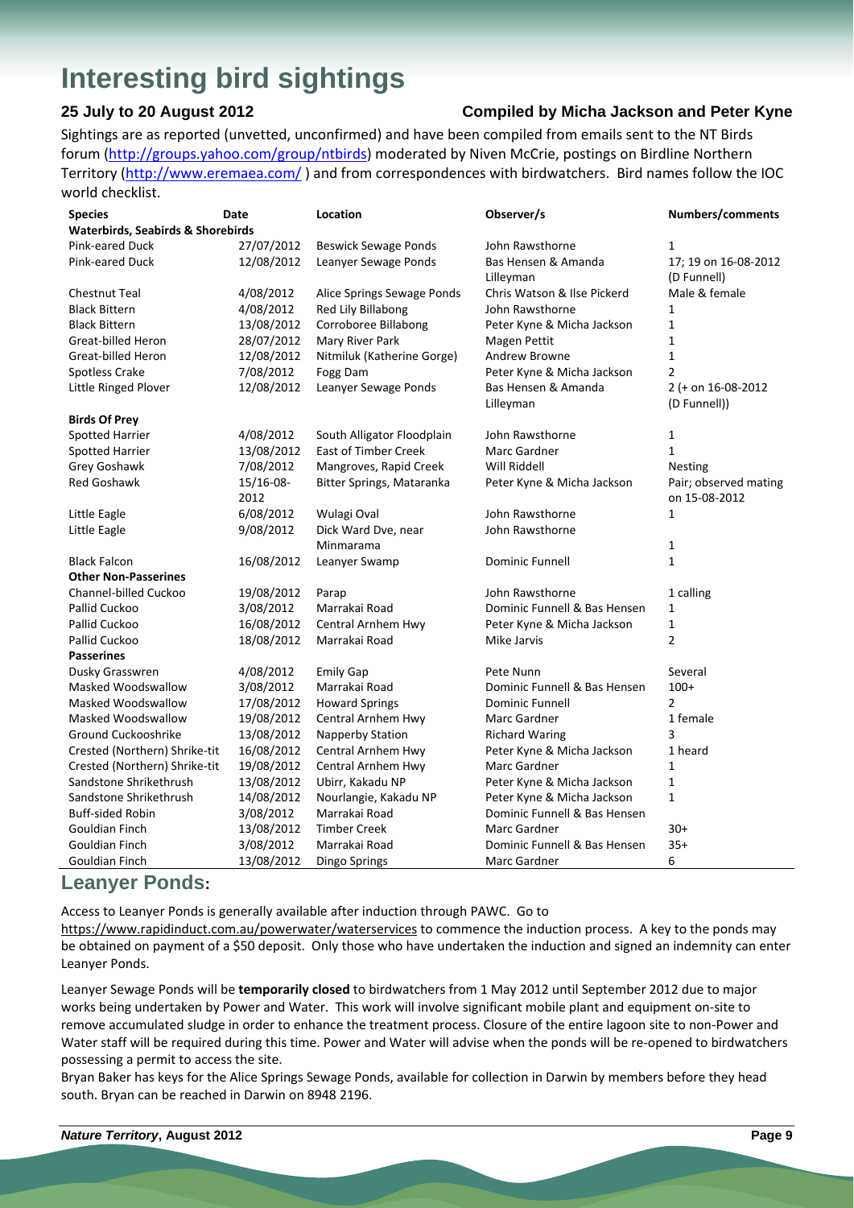# Interesting bird sightings

**25 July to 20 August 2012** **Compiled by Micha Jackson and Peter Kyne**

Sightings are as reported (unvetted, unconfirmed) and have been compiled from emails sent to the NT Birds forum (http://groups.yahoo.com/group/ntbirds) moderated by Niven McCrie, postings on Birdline Northern Territory (http://www.eremaea.com/ ) and from correspondences with birdwatchers. Bird names follow the IOC world checklist.

| Species | Date | Location | Observer/s | Numbers/comments |
|---|---|---|---|---|
| **Waterbirds, Seabirds & Shorebirds** | | | | |
| Pink-eared Duck | 27/07/2012 | Beswick Sewage Ponds | John Rawsthorne | 1 |
| Pink-eared Duck | 12/08/2012 | Leanyer Sewage Ponds | Bas Hensen & Amanda Lilleyman | 17; 19 on 16-08-2012 (D Funnell) |
| Chestnut Teal | 4/08/2012 | Alice Springs Sewage Ponds | Chris Watson & Ilse Pickerd | Male & female |
| Black Bittern | 4/08/2012 | Red Lily Billabong | John Rawsthorne | 1 |
| Black Bittern | 13/08/2012 | Corroboree Billabong | Peter Kyne & Micha Jackson | 1 |
| Great-billed Heron | 28/07/2012 | Mary River Park | Magen Pettit | 1 |
| Great-billed Heron | 12/08/2012 | Nitmiluk (Katherine Gorge) | Andrew Browne | 1 |
| Spotless Crake | 7/08/2012 | Fogg Dam | Peter Kyne & Micha Jackson | 2 |
| Little Ringed Plover | 12/08/2012 | Leanyer Sewage Ponds | Bas Hensen & Amanda Lilleyman | 2 (+ on 16-08-2012 (D Funnell)) |
| **Birds Of Prey** | | | | |
| Spotted Harrier | 4/08/2012 | South Alligator Floodplain | John Rawsthorne | 1 |
| Spotted Harrier | 13/08/2012 | East of Timber Creek | Marc Gardner | 1 |
| Grey Goshawk | 7/08/2012 | Mangroves, Rapid Creek | Will Riddell | Nesting |
| Red Goshawk | 15/16-08-2012 | Bitter Springs, Mataranka | Peter Kyne & Micha Jackson | Pair; observed mating on 15-08-2012 |
| Little Eagle | 6/08/2012 | Wulagi Oval | John Rawsthorne | 1 |
| Little Eagle | 9/08/2012 | Dick Ward Dve, near Minmarama | John Rawsthorne | 1 |
| Black Falcon | 16/08/2012 | Leanyer Swamp | Dominic Funnell | 1 |
| **Other Non-Passerines** | | | | |
| Channel-billed Cuckoo | 19/08/2012 | Parap | John Rawsthorne | 1 calling |
| Pallid Cuckoo | 3/08/2012 | Marrakai Road | Dominic Funnell & Bas Hensen | 1 |
| Pallid Cuckoo | 16/08/2012 | Central Arnhem Hwy | Peter Kyne & Micha Jackson | 1 |
| Pallid Cuckoo | 18/08/2012 | Marrakai Road | Mike Jarvis | 2 |
| **Passerines** | | | | |
| Dusky Grasswren | 4/08/2012 | Emily Gap | Pete Nunn | Several |
| Masked Woodswallow | 3/08/2012 | Marrakai Road | Dominic Funnell & Bas Hensen | 100+ |
| Masked Woodswallow | 17/08/2012 | Howard Springs | Dominic Funnell | 2 |
| Masked Woodswallow | 19/08/2012 | Central Arnhem Hwy | Marc Gardner | 1 female |
| Ground Cuckooshrike | 13/08/2012 | Napperby Station | Richard Waring | 3 |
| Crested (Northern) Shrike-tit | 16/08/2012 | Central Arnhem Hwy | Peter Kyne & Micha Jackson | 1 heard |
| Crested (Northern) Shrike-tit | 19/08/2012 | Central Arnhem Hwy | Marc Gardner | 1 |
| Sandstone Shrikethrush | 13/08/2012 | Ubirr, Kakadu NP | Peter Kyne & Micha Jackson | 1 |
| Sandstone Shrikethrush | 14/08/2012 | Nourlangie, Kakadu NP | Peter Kyne & Micha Jackson | 1 |
| Buff-sided Robin | 3/08/2012 | Marrakai Road | Dominic Funnell & Bas Hensen | |
| Gouldian Finch | 13/08/2012 | Timber Creek | Marc Gardner | 30+ |
| Gouldian Finch | 3/08/2012 | Marrakai Road | Dominic Funnell & Bas Hensen | 35+ |
| Gouldian Finch | 13/08/2012 | Dingo Springs | Marc Gardner | 6 |

## Leanyer Ponds:

Access to Leanyer Ponds is generally available after induction through PAWC. Go to https://www.rapidinduct.com.au/powerwater/waterservices to commence the induction process. A key to the ponds may be obtained on payment of a $50 deposit. Only those who have undertaken the induction and signed an indemnity can enter Leanyer Ponds.

Leanyer Sewage Ponds will be **temporarily closed** to birdwatchers from 1 May 2012 until September 2012 due to major works being undertaken by Power and Water. This work will involve significant mobile plant and equipment on-site to remove accumulated sludge in order to enhance the treatment process. Closure of the entire lagoon site to non-Power and Water staff will be required during this time. Power and Water will advise when the ponds will be re-opened to birdwatchers possessing a permit to access the site.

Bryan Baker has keys for the Alice Springs Sewage Ponds, available for collection in Darwin by members before they head south. Bryan can be reached in Darwin on 8948 2196.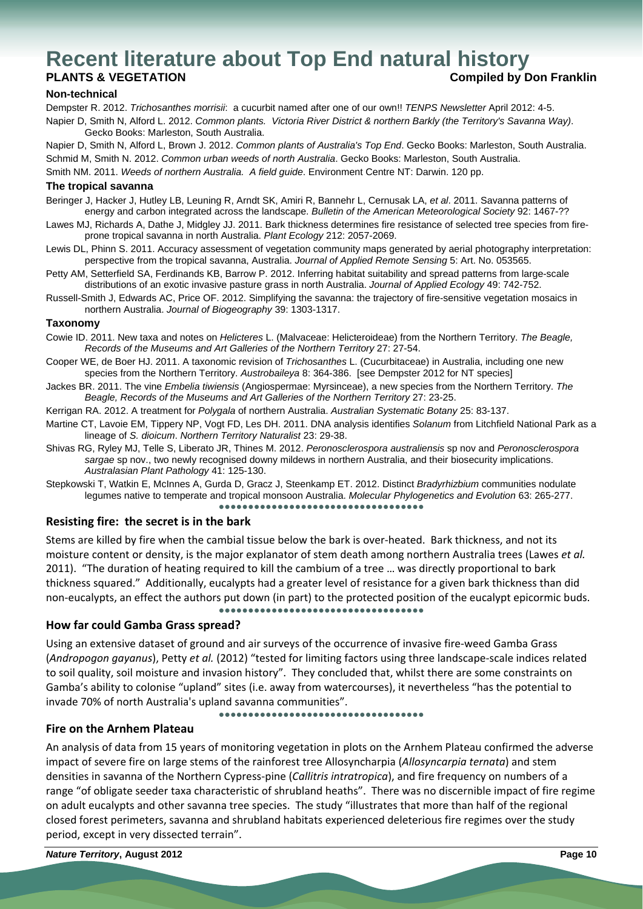# Recent literature about Top End natural history

## PLANTS & VEGETATION

**Compiled by Don Franklin**

### Non-technical

Dempster R. 2012. *Trichosanthes morrisii*: a cucurbit named after one of our own!! *TENPS Newsletter* April 2012: 4-5.

Napier D, Smith N, Alford L. 2012. *Common plants. Victoria River District & northern Barkly (the Territory's Savanna Way)*. Gecko Books: Marleston, South Australia.

Napier D, Smith N, Alford L, Brown J. 2012. *Common plants of Australia's Top End*. Gecko Books: Marleston, South Australia.

Schmid M, Smith N. 2012. *Common urban weeds of north Australia*. Gecko Books: Marleston, South Australia.

Smith NM. 2011. *Weeds of northern Australia. A field guide*. Environment Centre NT: Darwin. 120 pp.

### The tropical savanna

Beringer J, Hacker J, Hutley LB, Leuning R, Arndt SK, Amiri R, Bannehr L, Cernusak LA, *et al*. 2011. Savanna patterns of energy and carbon integrated across the landscape. *Bulletin of the American Meteorological Society* 92: 1467-??

Lawes MJ, Richards A, Dathe J, Midgley JJ. 2011. Bark thickness determines fire resistance of selected tree species from fire-prone tropical savanna in north Australia. *Plant Ecology* 212: 2057-2069.

Lewis DL, Phinn S. 2011. Accuracy assessment of vegetation community maps generated by aerial photography interpretation: perspective from the tropical savanna, Australia. *Journal of Applied Remote Sensing* 5: Art. No. 053565.

Petty AM, Setterfield SA, Ferdinands KB, Barrow P. 2012. Inferring habitat suitability and spread patterns from large-scale distributions of an exotic invasive pasture grass in north Australia. *Journal of Applied Ecology* 49: 742-752.

Russell-Smith J, Edwards AC, Price OF. 2012. Simplifying the savanna: the trajectory of fire-sensitive vegetation mosaics in northern Australia. *Journal of Biogeography* 39: 1303-1317.

### Taxonomy

Cowie ID. 2011. New taxa and notes on *Helicteres* L. (Malvaceae: Helicteroideae) from the Northern Territory. *The Beagle, Records of the Museums and Art Galleries of the Northern Territory* 27: 27-54.

Cooper WE, de Boer HJ. 2011. A taxonomic revision of *Trichosanthes* L. (Cucurbitaceae) in Australia, including one new species from the Northern Territory. *Austrobaileya* 8: 364-386. [see Dempster 2012 for NT species]

Jackes BR. 2011. The vine *Embelia tiwiensis* (Angiospermae: Myrsinceae), a new species from the Northern Territory. *The Beagle, Records of the Museums and Art Galleries of the Northern Territory* 27: 23-25.

Kerrigan RA. 2012. A treatment for *Polygala* of northern Australia. *Australian Systematic Botany* 25: 83-137.

Martine CT, Lavoie EM, Tippery NP, Vogt FD, Les DH. 2011. DNA analysis identifies *Solanum* from Litchfield National Park as a lineage of *S. dioicum*. *Northern Territory Naturalist* 23: 29-38.

Shivas RG, Ryley MJ, Telle S, Liberato JR, Thines M. 2012. *Peronosclerospora australiensis* sp nov and *Peronosclerospora sargae* sp nov., two newly recognised downy mildews in northern Australia, and their biosecurity implications. *Australasian Plant Pathology* 41: 125-130.

Stepkowski T, Watkin E, McInnes A, Gurda D, Gracz J, Steenkamp ET. 2012. Distinct *Bradyrhizbium* communities nodulate legumes native to temperate and tropical monsoon Australia. *Molecular Phylogenetics and Evolution* 63: 265-277.

### Resisting fire: the secret is in the bark

Stems are killed by fire when the cambial tissue below the bark is over-heated. Bark thickness, and not its moisture content or density, is the major explanator of stem death among northern Australia trees (Lawes *et al.* 2011). "The duration of heating required to kill the cambium of a tree … was directly proportional to bark thickness squared." Additionally, eucalypts had a greater level of resistance for a given bark thickness than did non-eucalypts, an effect the authors put down (in part) to the protected position of the eucalypt epicormic buds.

### How far could Gamba Grass spread?

Using an extensive dataset of ground and air surveys of the occurrence of invasive fire-weed Gamba Grass (*Andropogon gayanus*), Petty *et al.* (2012) "tested for limiting factors using three landscape-scale indices related to soil quality, soil moisture and invasion history". They concluded that, whilst there are some constraints on Gamba's ability to colonise "upland" sites (i.e. away from watercourses), it nevertheless "has the potential to invade 70% of north Australia's upland savanna communities".

### Fire on the Arnhem Plateau

An analysis of data from 15 years of monitoring vegetation in plots on the Arnhem Plateau confirmed the adverse impact of severe fire on large stems of the rainforest tree Allosyncharpia (*Allosyncarpia ternata*) and stem densities in savanna of the Northern Cypress-pine (*Callitris intratropica*), and fire frequency on numbers of a range "of obligate seeder taxa characteristic of shrubland heaths". There was no discernible impact of fire regime on adult eucalypts and other savanna tree species. The study "illustrates that more than half of the regional closed forest perimeters, savanna and shrubland habitats experienced deleterious fire regimes over the study period, except in very dissected terrain".